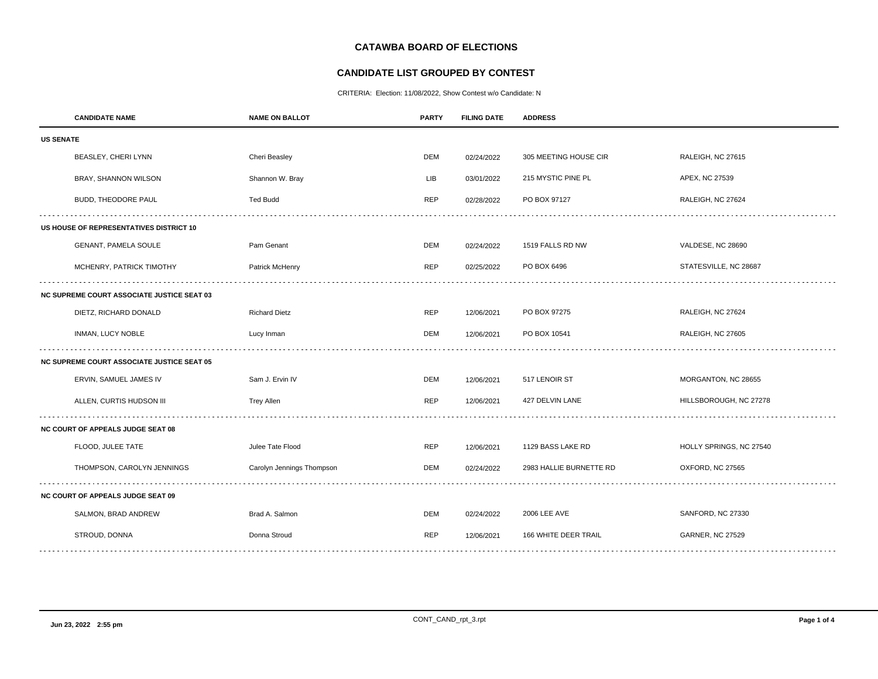# CATAWBA BOARD OF ELECTIONS

## CANDIDATE LIST GROUPED BY CONTEST

CRITERIA: Election: 11/08/2022, Show Contest w/o Candidate: N

| CANDIDATE NAME | NAME ON BALLOT | PARTY | FILING DATE | ADDRESS | |
|---|---|---|---|---|---|
| **US SENATE** | | | | | |
| BEASLEY, CHERI LYNN | Cheri Beasley | DEM | 02/24/2022 | 305 MEETING HOUSE CIR | RALEIGH, NC 27615 |
| BRAY, SHANNON WILSON | Shannon W. Bray | LIB | 03/01/2022 | 215 MYSTIC PINE PL | APEX, NC 27539 |
| BUDD, THEODORE PAUL | Ted Budd | REP | 02/28/2022 | PO BOX 97127 | RALEIGH, NC 27624 |
| **US HOUSE OF REPRESENTATIVES DISTRICT 10** | | | | | |
| GENANT, PAMELA SOULE | Pam Genant | DEM | 02/24/2022 | 1519 FALLS RD NW | VALDESE, NC 28690 |
| MCHENRY, PATRICK TIMOTHY | Patrick McHenry | REP | 02/25/2022 | PO BOX 6496 | STATESVILLE, NC 28687 |
| **NC SUPREME COURT ASSOCIATE JUSTICE SEAT 03** | | | | | |
| DIETZ, RICHARD DONALD | Richard Dietz | REP | 12/06/2021 | PO BOX 97275 | RALEIGH, NC 27624 |
| INMAN, LUCY NOBLE | Lucy Inman | DEM | 12/06/2021 | PO BOX 10541 | RALEIGH, NC 27605 |
| **NC SUPREME COURT ASSOCIATE JUSTICE SEAT 05** | | | | | |
| ERVIN, SAMUEL JAMES IV | Sam J. Ervin IV | DEM | 12/06/2021 | 517 LENOIR ST | MORGANTON, NC 28655 |
| ALLEN, CURTIS HUDSON III | Trey Allen | REP | 12/06/2021 | 427 DELVIN LANE | HILLSBOROUGH, NC 27278 |
| **NC COURT OF APPEALS JUDGE SEAT 08** | | | | | |
| FLOOD, JULEE TATE | Julee Tate Flood | REP | 12/06/2021 | 1129 BASS LAKE RD | HOLLY SPRINGS, NC 27540 |
| THOMPSON, CAROLYN JENNINGS | Carolyn Jennings Thompson | DEM | 02/24/2022 | 2983 HALLIE BURNETTE RD | OXFORD, NC 27565 |
| **NC COURT OF APPEALS JUDGE SEAT 09** | | | | | |
| SALMON, BRAD ANDREW | Brad A. Salmon | DEM | 02/24/2022 | 2006 LEE AVE | SANFORD, NC 27330 |
| STROUD, DONNA | Donna Stroud | REP | 12/06/2021 | 166 WHITE DEER TRAIL | GARNER, NC 27529 |

Jun 23, 2022 2:55 pm

CONT_CAND_rpt_3.rpt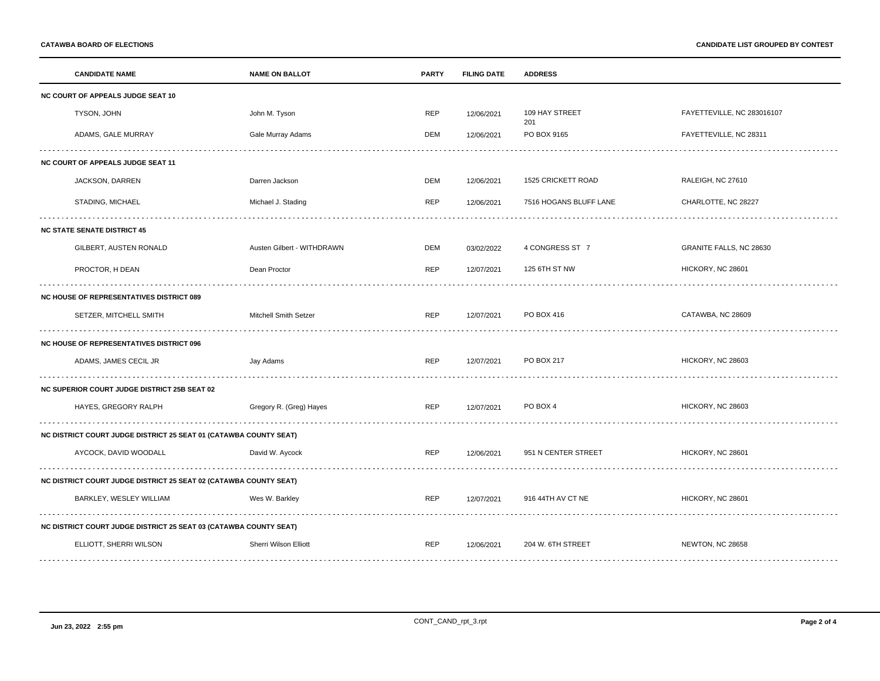| CANDIDATE NAME | NAME ON BALLOT | PARTY | FILING DATE | ADDRESS | |
|---|---|---|---|---|---|
| **NC COURT OF APPEALS JUDGE SEAT 10** | | | | | |
| TYSON, JOHN | John M. Tyson | REP | 12/06/2021 | 109 HAY STREET 201 | FAYETTEVILLE, NC 283016107 |
| ADAMS, GALE MURRAY | Gale Murray Adams | DEM | 12/06/2021 | PO BOX 9165 | FAYETTEVILLE, NC 28311 |
| **NC COURT OF APPEALS JUDGE SEAT 11** | | | | | |
| JACKSON, DARREN | Darren Jackson | DEM | 12/06/2021 | 1525 CRICKETT ROAD | RALEIGH, NC 27610 |
| STADING, MICHAEL | Michael J. Stading | REP | 12/06/2021 | 7516 HOGANS BLUFF LANE | CHARLOTTE, NC 28227 |
| **NC STATE SENATE DISTRICT 45** | | | | | |
| GILBERT, AUSTEN RONALD | Austen Gilbert - WITHDRAWN | DEM | 03/02/2022 | 4 CONGRESS ST 7 | GRANITE FALLS, NC 28630 |
| PROCTOR, H DEAN | Dean Proctor | REP | 12/07/2021 | 125 6TH ST NW | HICKORY, NC 28601 |
| **NC HOUSE OF REPRESENTATIVES DISTRICT 089** | | | | | |
| SETZER, MITCHELL SMITH | Mitchell Smith Setzer | REP | 12/07/2021 | PO BOX 416 | CATAWBA, NC 28609 |
| **NC HOUSE OF REPRESENTATIVES DISTRICT 096** | | | | | |
| ADAMS, JAMES CECIL JR | Jay Adams | REP | 12/07/2021 | PO BOX 217 | HICKORY, NC 28603 |
| **NC SUPERIOR COURT JUDGE DISTRICT 25B SEAT 02** | | | | | |
| HAYES, GREGORY RALPH | Gregory R. (Greg) Hayes | REP | 12/07/2021 | PO BOX 4 | HICKORY, NC 28603 |
| **NC DISTRICT COURT JUDGE DISTRICT 25 SEAT 01 (CATAWBA COUNTY SEAT)** | | | | | |
| AYCOCK, DAVID WOODALL | David W. Aycock | REP | 12/06/2021 | 951 N CENTER STREET | HICKORY, NC 28601 |
| **NC DISTRICT COURT JUDGE DISTRICT 25 SEAT 02 (CATAWBA COUNTY SEAT)** | | | | | |
| BARKLEY, WESLEY WILLIAM | Wes W. Barkley | REP | 12/07/2021 | 916 44TH AV CT NE | HICKORY, NC 28601 |
| **NC DISTRICT COURT JUDGE DISTRICT 25 SEAT 03 (CATAWBA COUNTY SEAT)** | | | | | |
| ELLIOTT, SHERRI WILSON | Sherri Wilson Elliott | REP | 12/06/2021 | 204 W. 6TH STREET | NEWTON, NC 28658 |

Jun 23, 2022 2:55 pm

CONT_CAND_rpt_3.rpt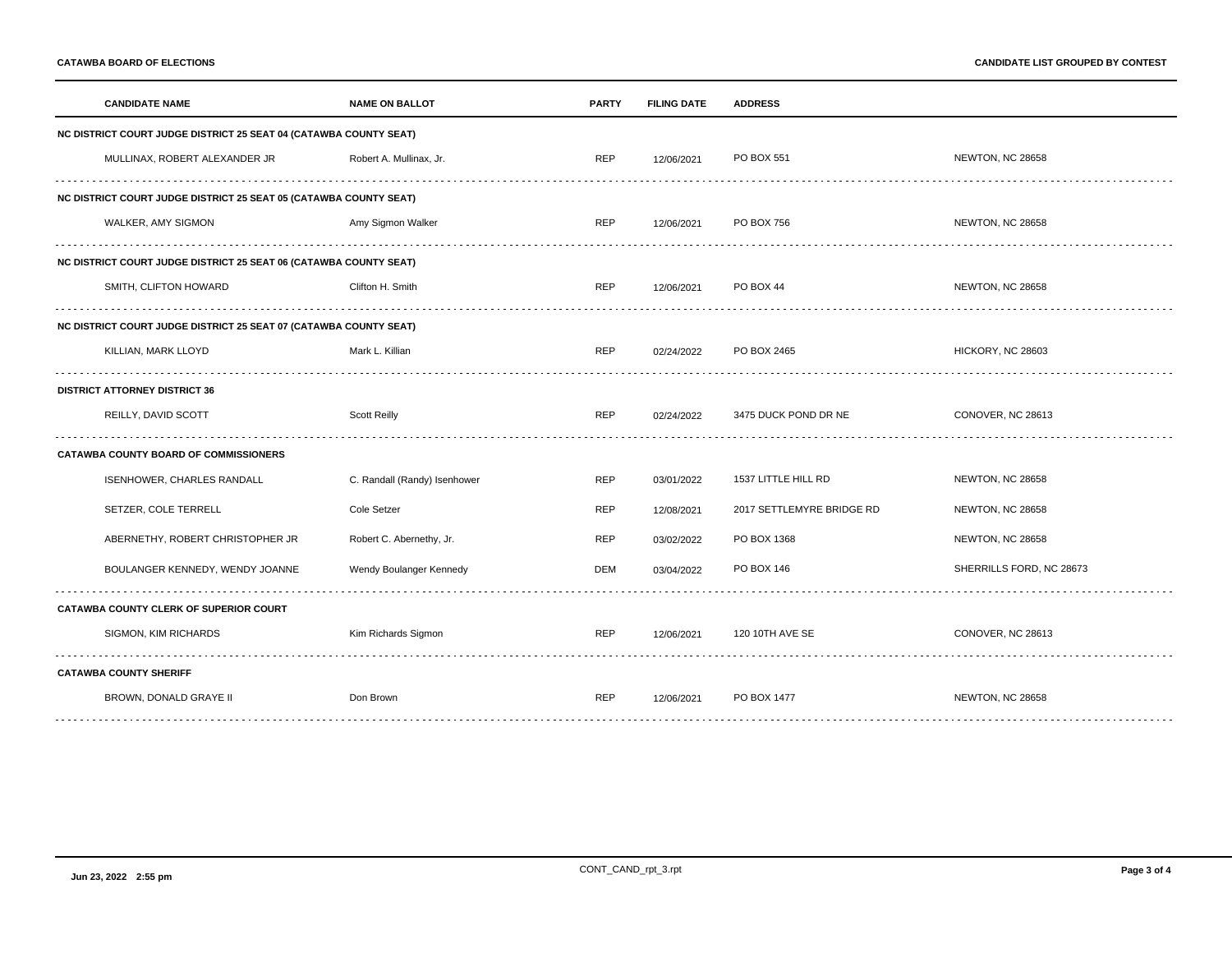| CANDIDATE NAME | NAME ON BALLOT | PARTY | FILING DATE | ADDRESS | |
|---|---|---|---|---|---|
| **NC DISTRICT COURT JUDGE DISTRICT 25 SEAT 04 (CATAWBA COUNTY SEAT)** | | | | | |
| MULLINAX, ROBERT ALEXANDER JR | Robert A. Mullinax, Jr. | REP | 12/06/2021 | PO BOX 551 | NEWTON, NC 28658 |
| **NC DISTRICT COURT JUDGE DISTRICT 25 SEAT 05 (CATAWBA COUNTY SEAT)** | | | | | |
| WALKER, AMY SIGMON | Amy Sigmon Walker | REP | 12/06/2021 | PO BOX 756 | NEWTON, NC 28658 |
| **NC DISTRICT COURT JUDGE DISTRICT 25 SEAT 06 (CATAWBA COUNTY SEAT)** | | | | | |
| SMITH, CLIFTON HOWARD | Clifton H. Smith | REP | 12/06/2021 | PO BOX 44 | NEWTON, NC 28658 |
| **NC DISTRICT COURT JUDGE DISTRICT 25 SEAT 07 (CATAWBA COUNTY SEAT)** | | | | | |
| KILLIAN, MARK LLOYD | Mark L. Killian | REP | 02/24/2022 | PO BOX 2465 | HICKORY, NC 28603 |
| **DISTRICT ATTORNEY DISTRICT 36** | | | | | |
| REILLY, DAVID SCOTT | Scott Reilly | REP | 02/24/2022 | 3475 DUCK POND DR NE | CONOVER, NC 28613 |
| **CATAWBA COUNTY BOARD OF COMMISSIONERS** | | | | | |
| ISENHOWER, CHARLES RANDALL | C. Randall (Randy) Isenhower | REP | 03/01/2022 | 1537 LITTLE HILL RD | NEWTON, NC 28658 |
| SETZER, COLE TERRELL | Cole Setzer | REP | 12/08/2021 | 2017 SETTLEMYRE BRIDGE RD | NEWTON, NC 28658 |
| ABERNETHY, ROBERT CHRISTOPHER JR | Robert C. Abernethy, Jr. | REP | 03/02/2022 | PO BOX 1368 | NEWTON, NC 28658 |
| BOULANGER KENNEDY, WENDY JOANNE | Wendy Boulanger Kennedy | DEM | 03/04/2022 | PO BOX 146 | SHERRILLS FORD, NC 28673 |
| **CATAWBA COUNTY CLERK OF SUPERIOR COURT** | | | | | |
| SIGMON, KIM RICHARDS | Kim Richards Sigmon | REP | 12/06/2021 | 120 10TH AVE SE | CONOVER, NC 28613 |
| **CATAWBA COUNTY SHERIFF** | | | | | |
| BROWN, DONALD GRAYE II | Don Brown | REP | 12/06/2021 | PO BOX 1477 | NEWTON, NC 28658 |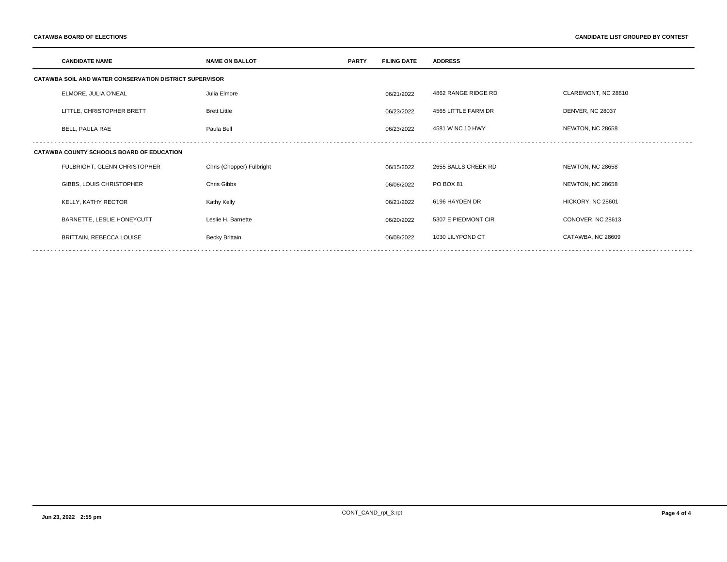| CANDIDATE NAME | NAME ON BALLOT | PARTY | FILING DATE | ADDRESS | |
|---|---|---|---|---|---|
| **CATAWBA SOIL AND WATER CONSERVATION DISTRICT SUPERVISOR** | | | | | |
| ELMORE, JULIA O'NEAL | Julia Elmore | | 06/21/2022 | 4862 RANGE RIDGE RD | CLAREMONT, NC 28610 |
| LITTLE, CHRISTOPHER BRETT | Brett Little | | 06/23/2022 | 4565 LITTLE FARM DR | DENVER, NC 28037 |
| BELL, PAULA RAE | Paula Bell | | 06/23/2022 | 4581 W NC 10 HWY | NEWTON, NC 28658 |
| **CATAWBA COUNTY SCHOOLS BOARD OF EDUCATION** | | | | | |
| FULBRIGHT, GLENN CHRISTOPHER | Chris (Chopper) Fulbright | | 06/15/2022 | 2655 BALLS CREEK RD | NEWTON, NC 28658 |
| GIBBS, LOUIS CHRISTOPHER | Chris Gibbs | | 06/06/2022 | PO BOX 81 | NEWTON, NC 28658 |
| KELLY, KATHY RECTOR | Kathy Kelly | | 06/21/2022 | 6196 HAYDEN DR | HICKORY, NC 28601 |
| BARNETTE, LESLIE HONEYCUTT | Leslie H. Barnette | | 06/20/2022 | 5307 E PIEDMONT CIR | CONOVER, NC 28613 |
| BRITTAIN, REBECCA LOUISE | Becky Brittain | | 06/08/2022 | 1030 LILYPOND CT | CATAWBA, NC 28609 |